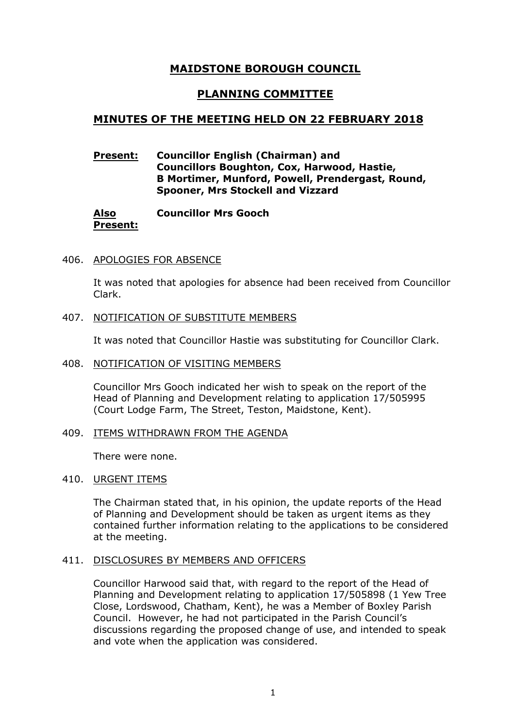# MAIDSTONE BOROUGH COUNCIL

## PLANNING COMMITTEE

## MINUTES OF THE MEETING HELD ON 22 FEBRUARY 2018

**Present:** **Councillor English (Chairman) and Councillors Boughton, Cox, Harwood, Hastie, B Mortimer, Munford, Powell, Prendergast, Round, Spooner, Mrs Stockell and Vizzard**

**Also Present:** **Councillor Mrs Gooch**

406. APOLOGIES FOR ABSENCE

It was noted that apologies for absence had been received from Councillor Clark.

407. NOTIFICATION OF SUBSTITUTE MEMBERS

It was noted that Councillor Hastie was substituting for Councillor Clark.

408. NOTIFICATION OF VISITING MEMBERS

Councillor Mrs Gooch indicated her wish to speak on the report of the Head of Planning and Development relating to application 17/505995 (Court Lodge Farm, The Street, Teston, Maidstone, Kent).

409. ITEMS WITHDRAWN FROM THE AGENDA

There were none.

410. URGENT ITEMS

The Chairman stated that, in his opinion, the update reports of the Head of Planning and Development should be taken as urgent items as they contained further information relating to the applications to be considered at the meeting.

411. DISCLOSURES BY MEMBERS AND OFFICERS

Councillor Harwood said that, with regard to the report of the Head of Planning and Development relating to application 17/505898 (1 Yew Tree Close, Lordswood, Chatham, Kent), he was a Member of Boxley Parish Council. However, he had not participated in the Parish Council's discussions regarding the proposed change of use, and intended to speak and vote when the application was considered.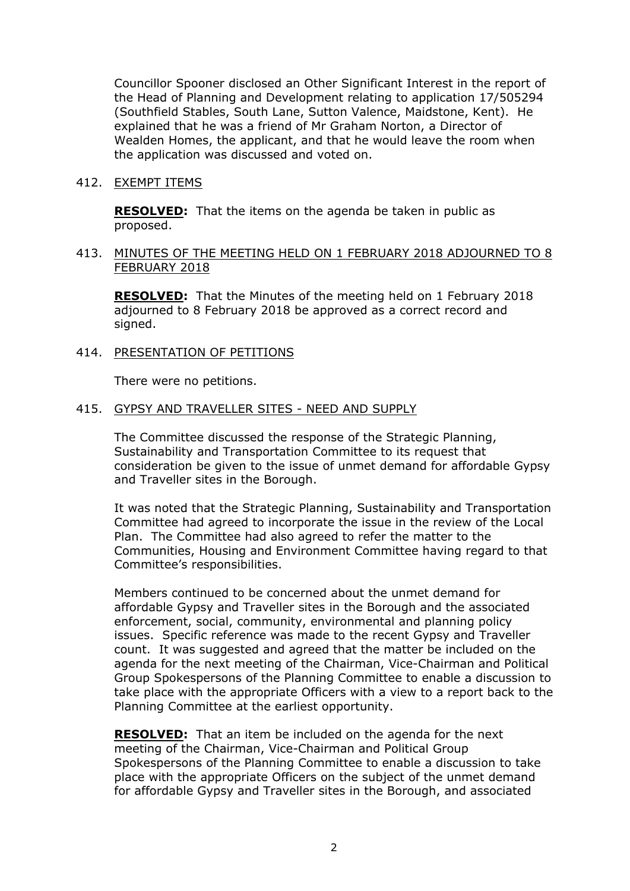Councillor Spooner disclosed an Other Significant Interest in the report of the Head of Planning and Development relating to application 17/505294 (Southfield Stables, South Lane, Sutton Valence, Maidstone, Kent). He explained that he was a friend of Mr Graham Norton, a Director of Wealden Homes, the applicant, and that he would leave the room when the application was discussed and voted on.

412. EXEMPT ITEMS

**RESOLVED:** That the items on the agenda be taken in public as proposed.

413. MINUTES OF THE MEETING HELD ON 1 FEBRUARY 2018 ADJOURNED TO 8 FEBRUARY 2018

**RESOLVED:** That the Minutes of the meeting held on 1 February 2018 adjourned to 8 February 2018 be approved as a correct record and signed.

414. PRESENTATION OF PETITIONS

There were no petitions.

415. GYPSY AND TRAVELLER SITES - NEED AND SUPPLY

The Committee discussed the response of the Strategic Planning, Sustainability and Transportation Committee to its request that consideration be given to the issue of unmet demand for affordable Gypsy and Traveller sites in the Borough.

It was noted that the Strategic Planning, Sustainability and Transportation Committee had agreed to incorporate the issue in the review of the Local Plan. The Committee had also agreed to refer the matter to the Communities, Housing and Environment Committee having regard to that Committee's responsibilities.

Members continued to be concerned about the unmet demand for affordable Gypsy and Traveller sites in the Borough and the associated enforcement, social, community, environmental and planning policy issues. Specific reference was made to the recent Gypsy and Traveller count. It was suggested and agreed that the matter be included on the agenda for the next meeting of the Chairman, Vice-Chairman and Political Group Spokespersons of the Planning Committee to enable a discussion to take place with the appropriate Officers with a view to a report back to the Planning Committee at the earliest opportunity.

**RESOLVED:** That an item be included on the agenda for the next meeting of the Chairman, Vice-Chairman and Political Group Spokespersons of the Planning Committee to enable a discussion to take place with the appropriate Officers on the subject of the unmet demand for affordable Gypsy and Traveller sites in the Borough, and associated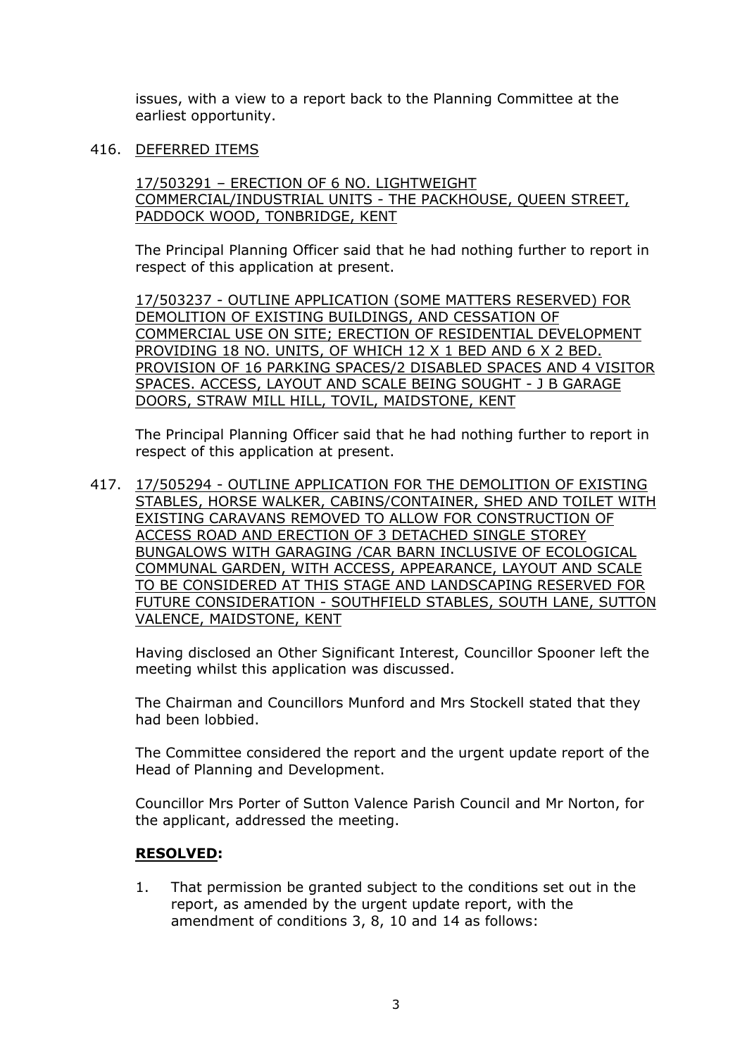issues, with a view to a report back to the Planning Committee at the earliest opportunity.

416. DEFERRED ITEMS

17/503291 – ERECTION OF 6 NO. LIGHTWEIGHT COMMERCIAL/INDUSTRIAL UNITS - THE PACKHOUSE, QUEEN STREET, PADDOCK WOOD, TONBRIDGE, KENT

The Principal Planning Officer said that he had nothing further to report in respect of this application at present.

17/503237 - OUTLINE APPLICATION (SOME MATTERS RESERVED) FOR DEMOLITION OF EXISTING BUILDINGS, AND CESSATION OF COMMERCIAL USE ON SITE; ERECTION OF RESIDENTIAL DEVELOPMENT PROVIDING 18 NO. UNITS, OF WHICH 12 X 1 BED AND 6 X 2 BED. PROVISION OF 16 PARKING SPACES/2 DISABLED SPACES AND 4 VISITOR SPACES. ACCESS, LAYOUT AND SCALE BEING SOUGHT - J B GARAGE DOORS, STRAW MILL HILL, TOVIL, MAIDSTONE, KENT

The Principal Planning Officer said that he had nothing further to report in respect of this application at present.

417. 17/505294 - OUTLINE APPLICATION FOR THE DEMOLITION OF EXISTING STABLES, HORSE WALKER, CABINS/CONTAINER, SHED AND TOILET WITH EXISTING CARAVANS REMOVED TO ALLOW FOR CONSTRUCTION OF ACCESS ROAD AND ERECTION OF 3 DETACHED SINGLE STOREY BUNGALOWS WITH GARAGING /CAR BARN INCLUSIVE OF ECOLOGICAL COMMUNAL GARDEN, WITH ACCESS, APPEARANCE, LAYOUT AND SCALE TO BE CONSIDERED AT THIS STAGE AND LANDSCAPING RESERVED FOR FUTURE CONSIDERATION - SOUTHFIELD STABLES, SOUTH LANE, SUTTON VALENCE, MAIDSTONE, KENT

Having disclosed an Other Significant Interest, Councillor Spooner left the meeting whilst this application was discussed.

The Chairman and Councillors Munford and Mrs Stockell stated that they had been lobbied.

The Committee considered the report and the urgent update report of the Head of Planning and Development.

Councillor Mrs Porter of Sutton Valence Parish Council and Mr Norton, for the applicant, addressed the meeting.

**RESOLVED:**

1. That permission be granted subject to the conditions set out in the report, as amended by the urgent update report, with the amendment of conditions 3, 8, 10 and 14 as follows: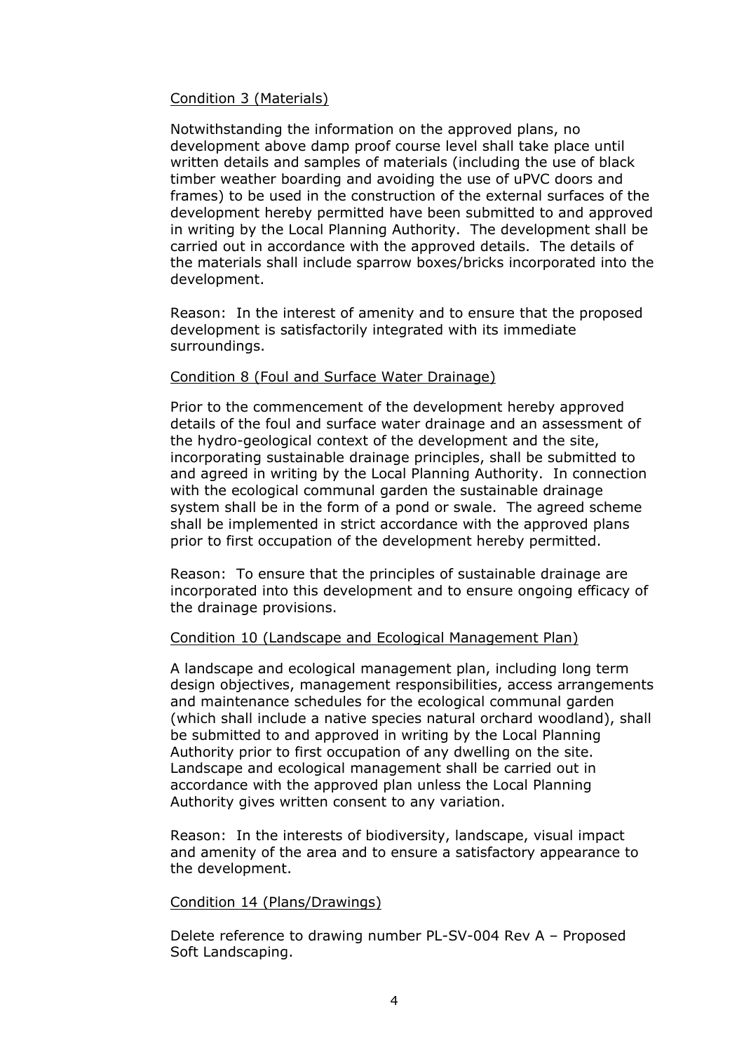<u>Condition 3 (Materials)</u>

Notwithstanding the information on the approved plans, no development above damp proof course level shall take place until written details and samples of materials (including the use of black timber weather boarding and avoiding the use of uPVC doors and frames) to be used in the construction of the external surfaces of the development hereby permitted have been submitted to and approved in writing by the Local Planning Authority. The development shall be carried out in accordance with the approved details. The details of the materials shall include sparrow boxes/bricks incorporated into the development.

Reason: In the interest of amenity and to ensure that the proposed development is satisfactorily integrated with its immediate surroundings.

<u>Condition 8 (Foul and Surface Water Drainage)</u>

Prior to the commencement of the development hereby approved details of the foul and surface water drainage and an assessment of the hydro-geological context of the development and the site, incorporating sustainable drainage principles, shall be submitted to and agreed in writing by the Local Planning Authority. In connection with the ecological communal garden the sustainable drainage system shall be in the form of a pond or swale. The agreed scheme shall be implemented in strict accordance with the approved plans prior to first occupation of the development hereby permitted.

Reason: To ensure that the principles of sustainable drainage are incorporated into this development and to ensure ongoing efficacy of the drainage provisions.

<u>Condition 10 (Landscape and Ecological Management Plan)</u>

A landscape and ecological management plan, including long term design objectives, management responsibilities, access arrangements and maintenance schedules for the ecological communal garden (which shall include a native species natural orchard woodland), shall be submitted to and approved in writing by the Local Planning Authority prior to first occupation of any dwelling on the site. Landscape and ecological management shall be carried out in accordance with the approved plan unless the Local Planning Authority gives written consent to any variation.

Reason: In the interests of biodiversity, landscape, visual impact and amenity of the area and to ensure a satisfactory appearance to the development.

<u>Condition 14 (Plans/Drawings)</u>

Delete reference to drawing number PL-SV-004 Rev A – Proposed Soft Landscaping.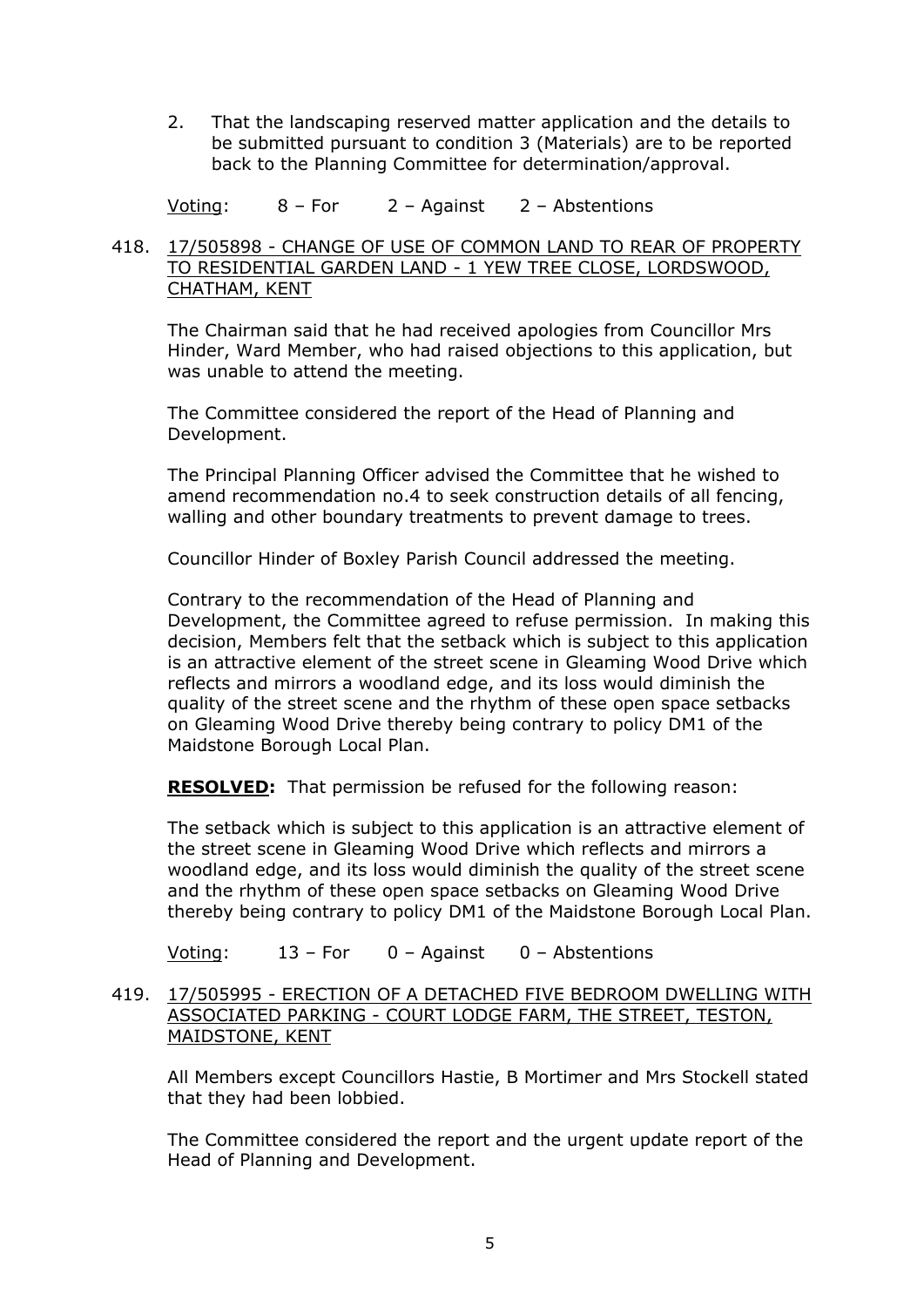2. That the landscaping reserved matter application and the details to be submitted pursuant to condition 3 (Materials) are to be reported back to the Planning Committee for determination/approval.

Voting: 8 – For 2 – Against 2 – Abstentions

418. 17/505898 - CHANGE OF USE OF COMMON LAND TO REAR OF PROPERTY TO RESIDENTIAL GARDEN LAND - 1 YEW TREE CLOSE, LORDSWOOD, CHATHAM, KENT

The Chairman said that he had received apologies from Councillor Mrs Hinder, Ward Member, who had raised objections to this application, but was unable to attend the meeting.

The Committee considered the report of the Head of Planning and Development.

The Principal Planning Officer advised the Committee that he wished to amend recommendation no.4 to seek construction details of all fencing, walling and other boundary treatments to prevent damage to trees.

Councillor Hinder of Boxley Parish Council addressed the meeting.

Contrary to the recommendation of the Head of Planning and Development, the Committee agreed to refuse permission. In making this decision, Members felt that the setback which is subject to this application is an attractive element of the street scene in Gleaming Wood Drive which reflects and mirrors a woodland edge, and its loss would diminish the quality of the street scene and the rhythm of these open space setbacks on Gleaming Wood Drive thereby being contrary to policy DM1 of the Maidstone Borough Local Plan.

**RESOLVED:** That permission be refused for the following reason:

The setback which is subject to this application is an attractive element of the street scene in Gleaming Wood Drive which reflects and mirrors a woodland edge, and its loss would diminish the quality of the street scene and the rhythm of these open space setbacks on Gleaming Wood Drive thereby being contrary to policy DM1 of the Maidstone Borough Local Plan.

Voting: 13 – For 0 – Against 0 – Abstentions

419. 17/505995 - ERECTION OF A DETACHED FIVE BEDROOM DWELLING WITH ASSOCIATED PARKING - COURT LODGE FARM, THE STREET, TESTON, MAIDSTONE, KENT

All Members except Councillors Hastie, B Mortimer and Mrs Stockell stated that they had been lobbied.

The Committee considered the report and the urgent update report of the Head of Planning and Development.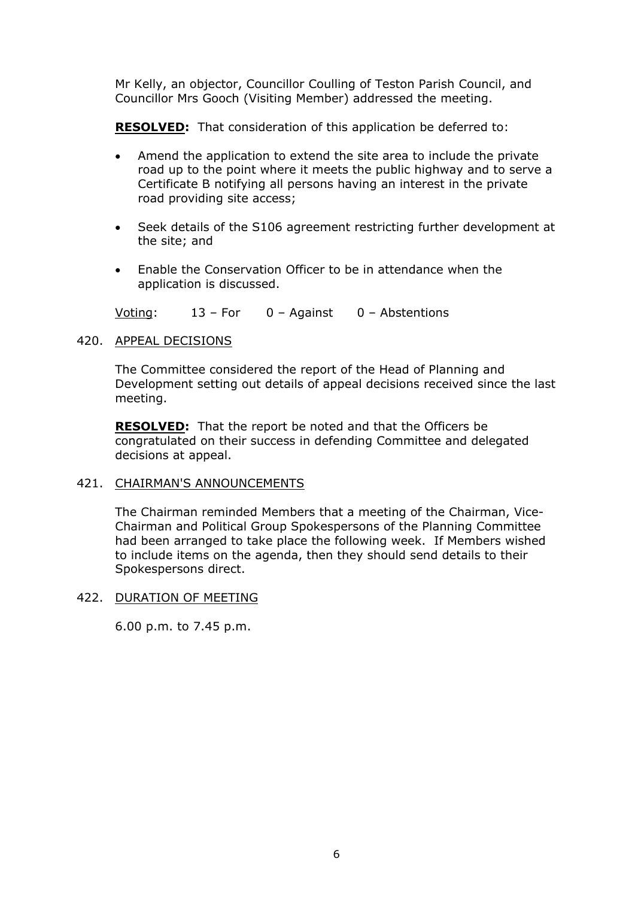Mr Kelly, an objector, Councillor Coulling of Teston Parish Council, and Councillor Mrs Gooch (Visiting Member) addressed the meeting.

**RESOLVED:** That consideration of this application be deferred to:

- Amend the application to extend the site area to include the private road up to the point where it meets the public highway and to serve a Certificate B notifying all persons having an interest in the private road providing site access;
- Seek details of the S106 agreement restricting further development at the site; and
- Enable the Conservation Officer to be in attendance when the application is discussed.

Voting: 13 – For 0 – Against 0 – Abstentions

420. APPEAL DECISIONS

The Committee considered the report of the Head of Planning and Development setting out details of appeal decisions received since the last meeting.

**RESOLVED:** That the report be noted and that the Officers be congratulated on their success in defending Committee and delegated decisions at appeal.

421. CHAIRMAN'S ANNOUNCEMENTS

The Chairman reminded Members that a meeting of the Chairman, Vice-Chairman and Political Group Spokespersons of the Planning Committee had been arranged to take place the following week. If Members wished to include items on the agenda, then they should send details to their Spokespersons direct.

422. DURATION OF MEETING

6.00 p.m. to 7.45 p.m.